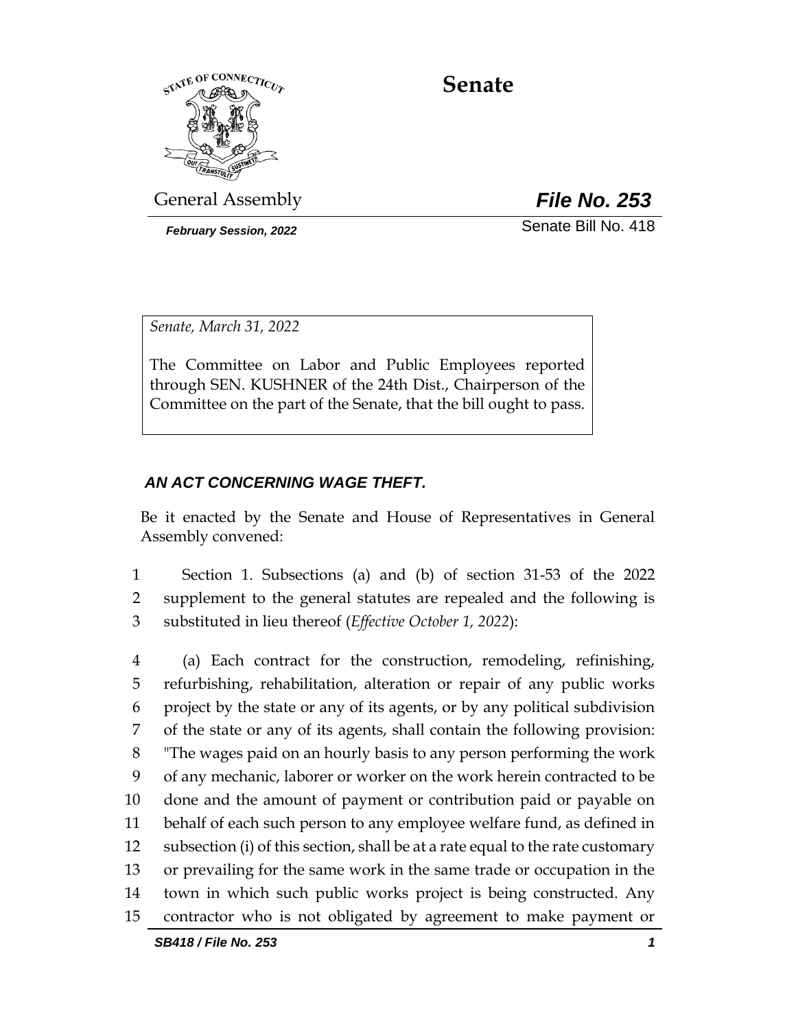# Senate

General Assembly

***File No. 253***

***February Session, 2022***

Senate Bill No. 418

*Senate, March 31, 2022*

The Committee on Labor and Public Employees reported through SEN. KUSHNER of the 24th Dist., Chairperson of the Committee on the part of the Senate, that the bill ought to pass.

***AN ACT CONCERNING WAGE THEFT.***

Be it enacted by the Senate and House of Representatives in General Assembly convened:

1 Section 1. Subsections (a) and (b) of section 31-53 of the 2022
2 supplement to the general statutes are repealed and the following is
3 substituted in lieu thereof (*Effective October 1, 2022*):

4 (a) Each contract for the construction, remodeling, refinishing,
5 refurbishing, rehabilitation, alteration or repair of any public works
6 project by the state or any of its agents, or by any political subdivision
7 of the state or any of its agents, shall contain the following provision:
8 "The wages paid on an hourly basis to any person performing the work
9 of any mechanic, laborer or worker on the work herein contracted to be
10 done and the amount of payment or contribution paid or payable on
11 behalf of each such person to any employee welfare fund, as defined in
12 subsection (i) of this section, shall be at a rate equal to the rate customary
13 or prevailing for the same work in the same trade or occupation in the
14 town in which such public works project is being constructed. Any
15 contractor who is not obligated by agreement to make payment or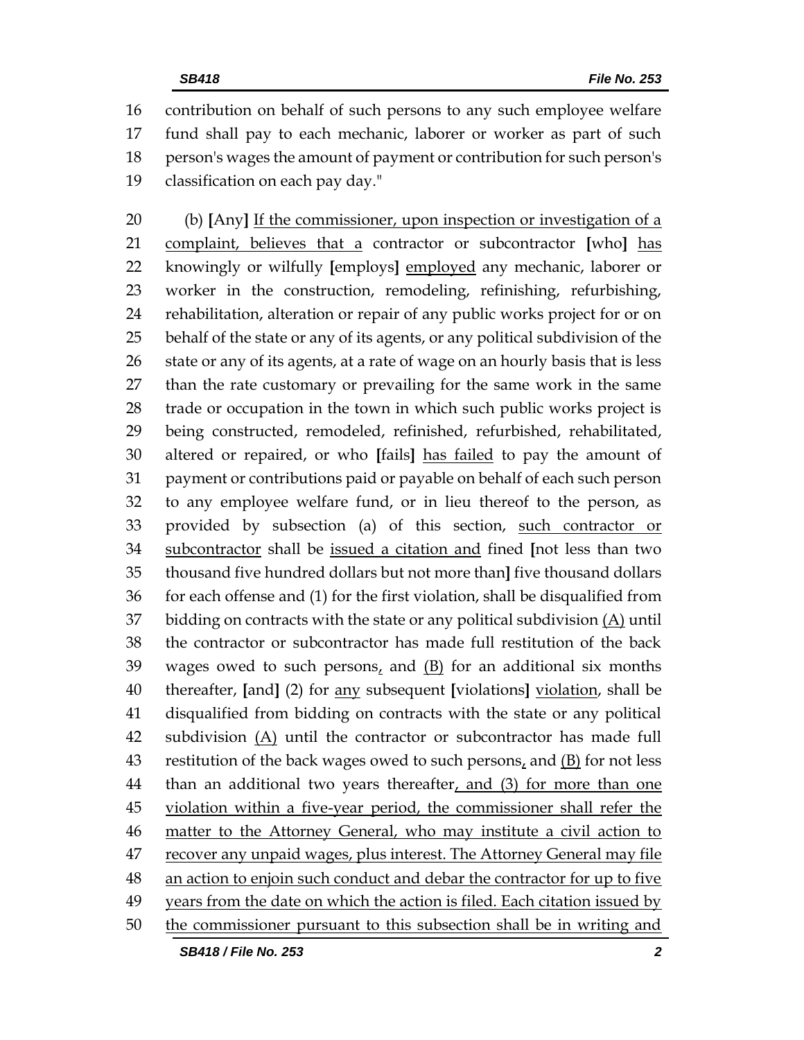contribution on behalf of such persons to any such employee welfare fund shall pay to each mechanic, laborer or worker as part of such person's wages the amount of payment or contribution for such person's classification on each pay day."

(b) [Any] <u>If the commissioner, upon inspection or investigation of a complaint, believes that a</u> contractor or subcontractor [who] <u>has</u> knowingly or wilfully [employs] <u>employed</u> any mechanic, laborer or worker in the construction, remodeling, refinishing, refurbishing, rehabilitation, alteration or repair of any public works project for or on behalf of the state or any of its agents, or any political subdivision of the state or any of its agents, at a rate of wage on an hourly basis that is less than the rate customary or prevailing for the same work in the same trade or occupation in the town in which such public works project is being constructed, remodeled, refinished, refurbished, rehabilitated, altered or repaired, or who [fails] <u>has failed</u> to pay the amount of payment or contributions paid or payable on behalf of each such person to any employee welfare fund, or in lieu thereof to the person, as provided by subsection (a) of this section, <u>such contractor or subcontractor</u> shall be <u>issued a citation and</u> fined [not less than two thousand five hundred dollars but not more than] five thousand dollars for each offense and (1) for the first violation, shall be disqualified from bidding on contracts with the state or any political subdivision <u>(A)</u> until the contractor or subcontractor has made full restitution of the back wages owed to such persons<u>,</u> and <u>(B)</u> for an additional six months thereafter, [and] (2) for <u>any</u> subsequent [violations] <u>violation</u>, shall be disqualified from bidding on contracts with the state or any political subdivision <u>(A)</u> until the contractor or subcontractor has made full restitution of the back wages owed to such persons<u>,</u> and <u>(B)</u> for not less than an additional two years thereafter<u>, and (3) for more than one violation within a five-year period, the commissioner shall refer the matter to the Attorney General, who may institute a civil action to recover any unpaid wages, plus interest. The Attorney General may file an action to enjoin such conduct and debar the contractor for up to five years from the date on which the action is filed. Each citation issued by the commissioner pursuant to this subsection shall be in writing and</u>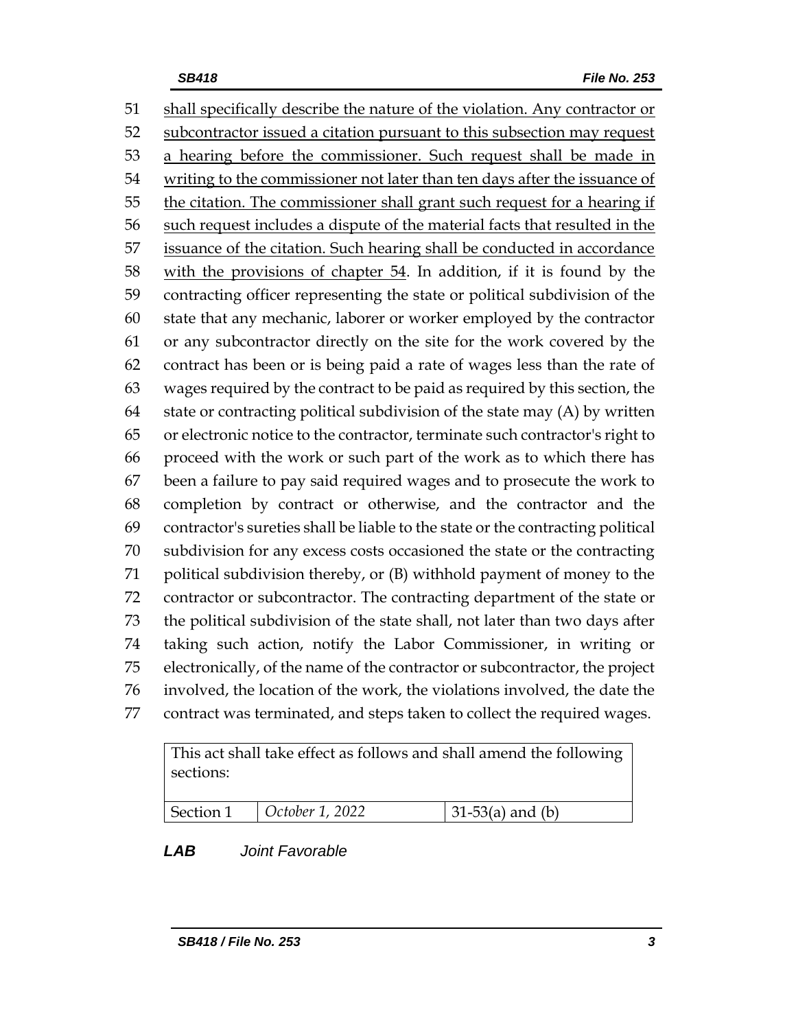shall specifically describe the nature of the violation. Any contractor or subcontractor issued a citation pursuant to this subsection may request a hearing before the commissioner. Such request shall be made in writing to the commissioner not later than ten days after the issuance of the citation. The commissioner shall grant such request for a hearing if such request includes a dispute of the material facts that resulted in the issuance of the citation. Such hearing shall be conducted in accordance with the provisions of chapter 54. In addition, if it is found by the contracting officer representing the state or political subdivision of the state that any mechanic, laborer or worker employed by the contractor or any subcontractor directly on the site for the work covered by the contract has been or is being paid a rate of wages less than the rate of wages required by the contract to be paid as required by this section, the state or contracting political subdivision of the state may (A) by written or electronic notice to the contractor, terminate such contractor's right to proceed with the work or such part of the work as to which there has been a failure to pay said required wages and to prosecute the work to completion by contract or otherwise, and the contractor and the contractor's sureties shall be liable to the state or the contracting political subdivision for any excess costs occasioned the state or the contracting political subdivision thereby, or (B) withhold payment of money to the contractor or subcontractor. The contracting department of the state or the political subdivision of the state shall, not later than two days after taking such action, notify the Labor Commissioner, in writing or electronically, of the name of the contractor or subcontractor, the project involved, the location of the work, the violations involved, the date the contract was terminated, and steps taken to collect the required wages.

| This act shall take effect as follows and shall amend the following sections: | | |
| --- | --- | --- |
| Section 1 | *October 1, 2022* | 31-53(a) and (b) |

***LAB*** *Joint Favorable*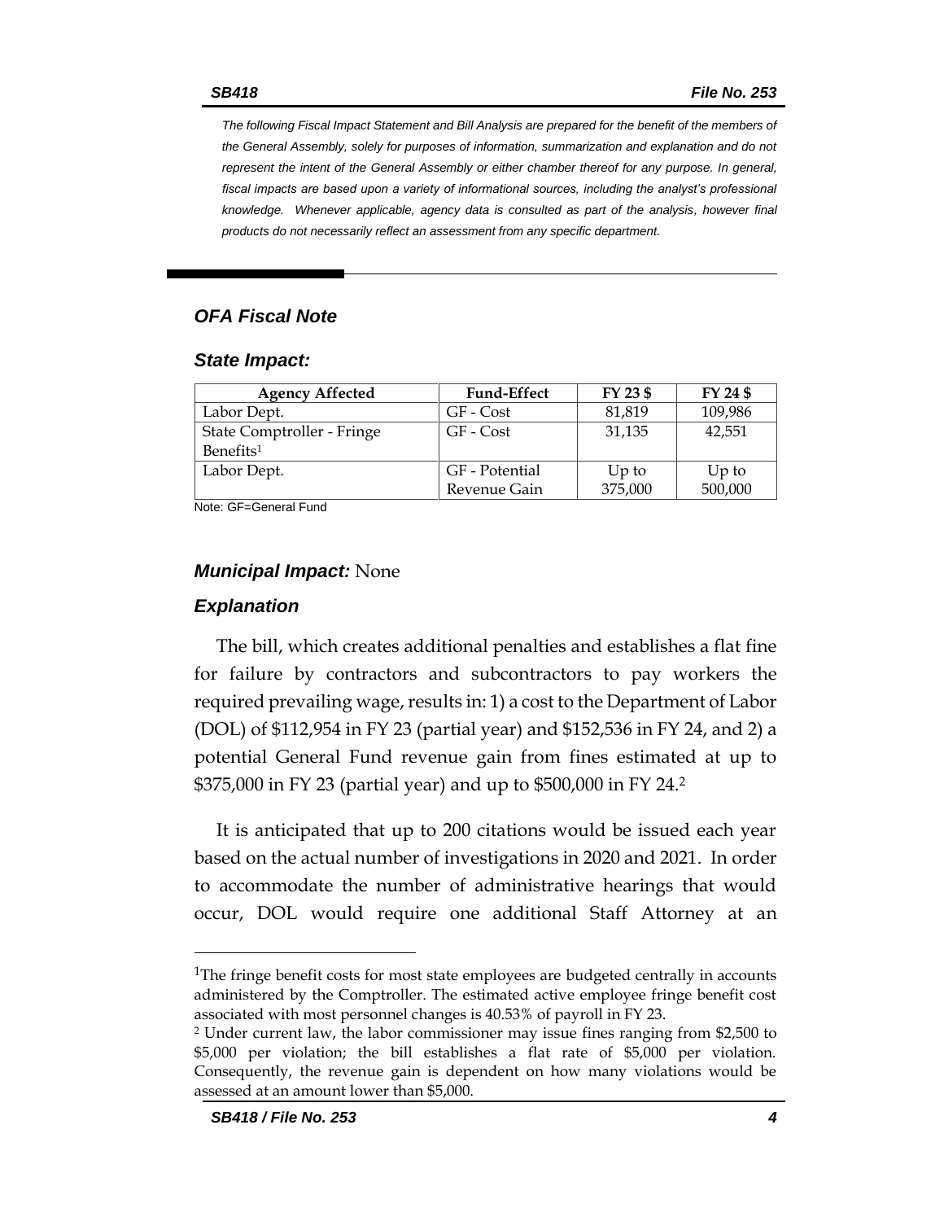*The following Fiscal Impact Statement and Bill Analysis are prepared for the benefit of the members of the General Assembly, solely for purposes of information, summarization and explanation and do not represent the intent of the General Assembly or either chamber thereof for any purpose. In general, fiscal impacts are based upon a variety of informational sources, including the analyst's professional knowledge. Whenever applicable, agency data is consulted as part of the analysis, however final products do not necessarily reflect an assessment from any specific department.*

## *OFA Fiscal Note*

### *State Impact:*

| Agency Affected | Fund-Effect | FY 23 $ | FY 24 $ |
|---|---|---|---|
| Labor Dept. | GF - Cost | 81,819 | 109,986 |
| State Comptroller - Fringe Benefits[1] | GF - Cost | 31,135 | 42,551 |
| Labor Dept. | GF - Potential Revenue Gain | Up to 375,000 | Up to 500,000 |

Note: GF=General Fund

### *Municipal Impact:* None

### *Explanation*

The bill, which creates additional penalties and establishes a flat fine for failure by contractors and subcontractors to pay workers the required prevailing wage, results in: 1) a cost to the Department of Labor (DOL) of $112,954 in FY 23 (partial year) and $152,536 in FY 24, and 2) a potential General Fund revenue gain from fines estimated at up to $375,000 in FY 23 (partial year) and up to $500,000 in FY 24.[2]

It is anticipated that up to 200 citations would be issued each year based on the actual number of investigations in 2020 and 2021. In order to accommodate the number of administrative hearings that would occur, DOL would require one additional Staff Attorney at an

---

[1]The fringe benefit costs for most state employees are budgeted centrally in accounts administered by the Comptroller. The estimated active employee fringe benefit cost associated with most personnel changes is 40.53% of payroll in FY 23.

[2] Under current law, the labor commissioner may issue fines ranging from $2,500 to $5,000 per violation; the bill establishes a flat rate of $5,000 per violation. Consequently, the revenue gain is dependent on how many violations would be assessed at an amount lower than $5,000.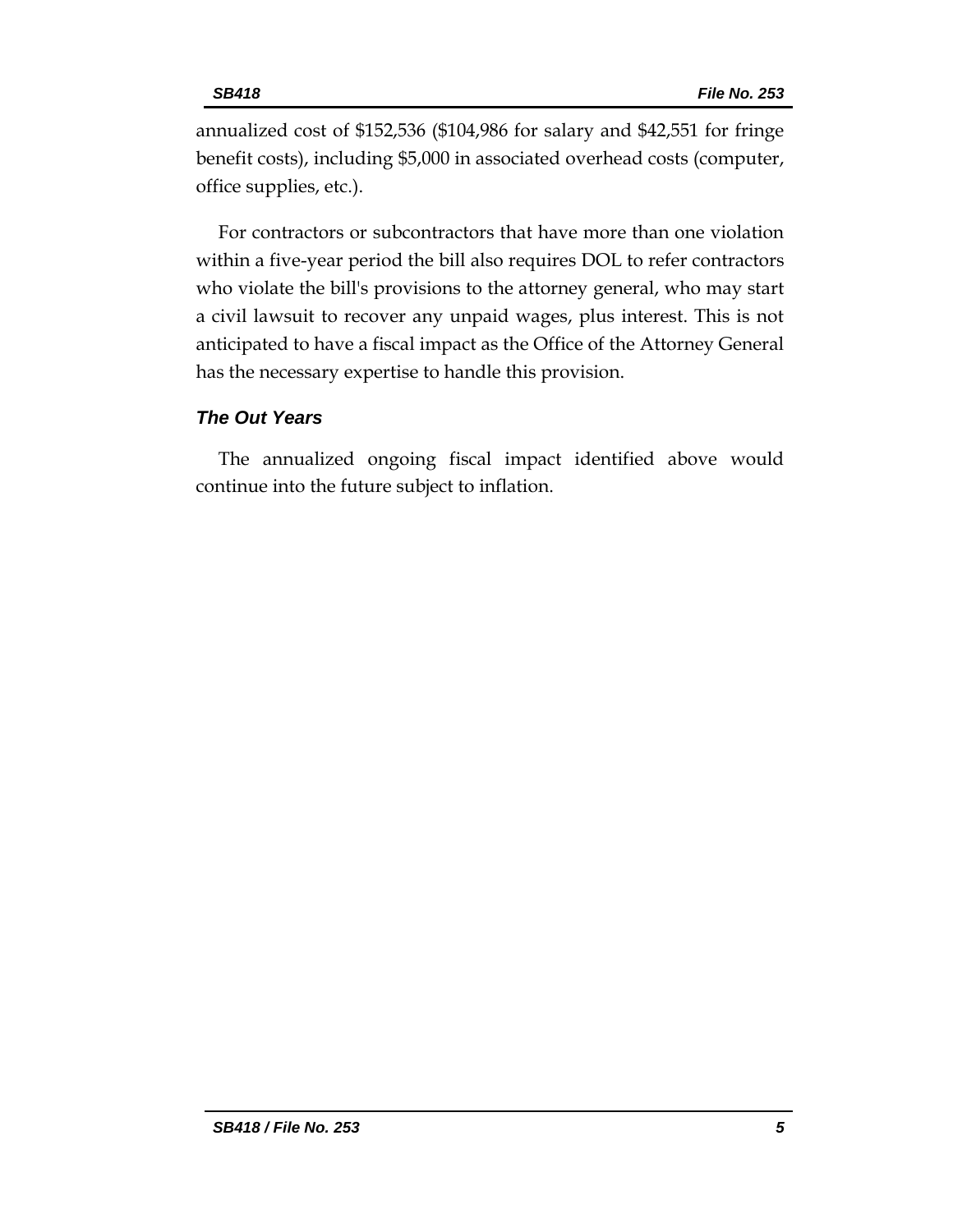annualized cost of $152,536 ($104,986 for salary and $42,551 for fringe benefit costs), including $5,000 in associated overhead costs (computer, office supplies, etc.).

For contractors or subcontractors that have more than one violation within a five-year period the bill also requires DOL to refer contractors who violate the bill's provisions to the attorney general, who may start a civil lawsuit to recover any unpaid wages, plus interest. This is not anticipated to have a fiscal impact as the Office of the Attorney General has the necessary expertise to handle this provision.

### *The Out Years*

The annualized ongoing fiscal impact identified above would continue into the future subject to inflation.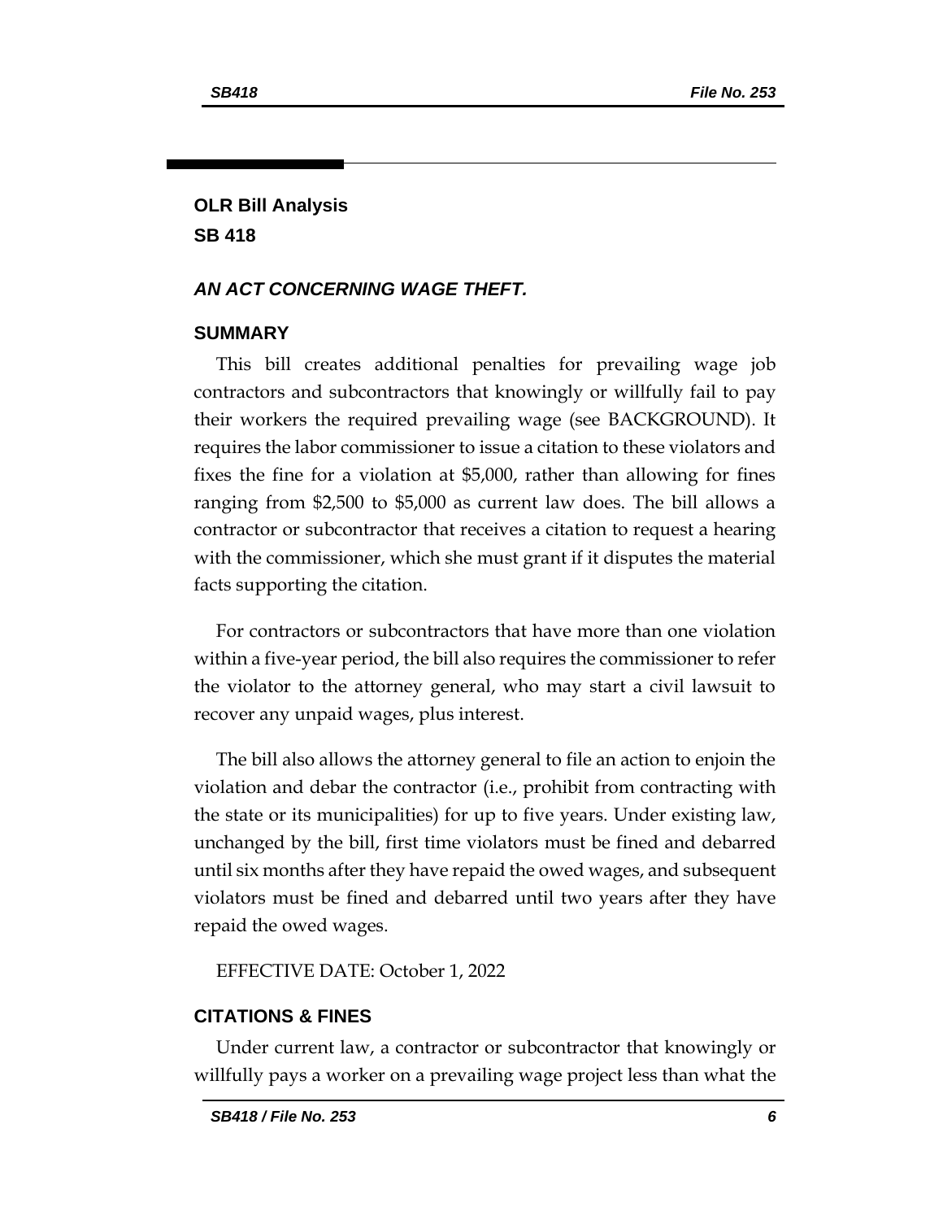## OLR Bill Analysis
## SB 418

### *AN ACT CONCERNING WAGE THEFT.*

### SUMMARY

This bill creates additional penalties for prevailing wage job contractors and subcontractors that knowingly or willfully fail to pay their workers the required prevailing wage (see BACKGROUND). It requires the labor commissioner to issue a citation to these violators and fixes the fine for a violation at $5,000, rather than allowing for fines ranging from $2,500 to $5,000 as current law does. The bill allows a contractor or subcontractor that receives a citation to request a hearing with the commissioner, which she must grant if it disputes the material facts supporting the citation.

For contractors or subcontractors that have more than one violation within a five-year period, the bill also requires the commissioner to refer the violator to the attorney general, who may start a civil lawsuit to recover any unpaid wages, plus interest.

The bill also allows the attorney general to file an action to enjoin the violation and debar the contractor (i.e., prohibit from contracting with the state or its municipalities) for up to five years. Under existing law, unchanged by the bill, first time violators must be fined and debarred until six months after they have repaid the owed wages, and subsequent violators must be fined and debarred until two years after they have repaid the owed wages.

EFFECTIVE DATE: October 1, 2022

### CITATIONS & FINES

Under current law, a contractor or subcontractor that knowingly or willfully pays a worker on a prevailing wage project less than what the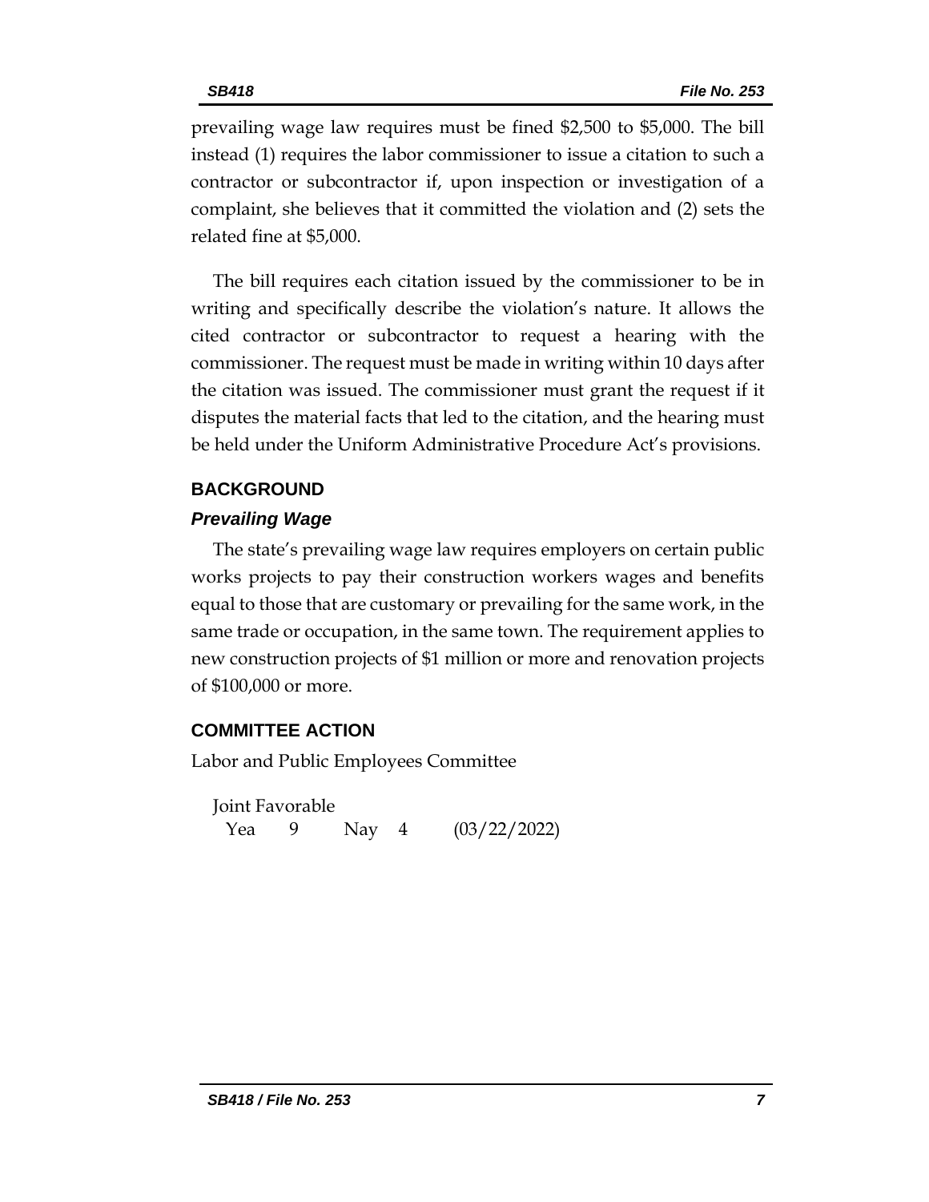prevailing wage law requires must be fined $2,500 to $5,000. The bill instead (1) requires the labor commissioner to issue a citation to such a contractor or subcontractor if, upon inspection or investigation of a complaint, she believes that it committed the violation and (2) sets the related fine at $5,000.

The bill requires each citation issued by the commissioner to be in writing and specifically describe the violation's nature. It allows the cited contractor or subcontractor to request a hearing with the commissioner. The request must be made in writing within 10 days after the citation was issued. The commissioner must grant the request if it disputes the material facts that led to the citation, and the hearing must be held under the Uniform Administrative Procedure Act's provisions.

## BACKGROUND

### *Prevailing Wage*

The state's prevailing wage law requires employers on certain public works projects to pay their construction workers wages and benefits equal to those that are customary or prevailing for the same work, in the same trade or occupation, in the same town. The requirement applies to new construction projects of $1 million or more and renovation projects of $100,000 or more.

## COMMITTEE ACTION

Labor and Public Employees Committee

Joint Favorable
Yea 9 Nay 4 (03/22/2022)